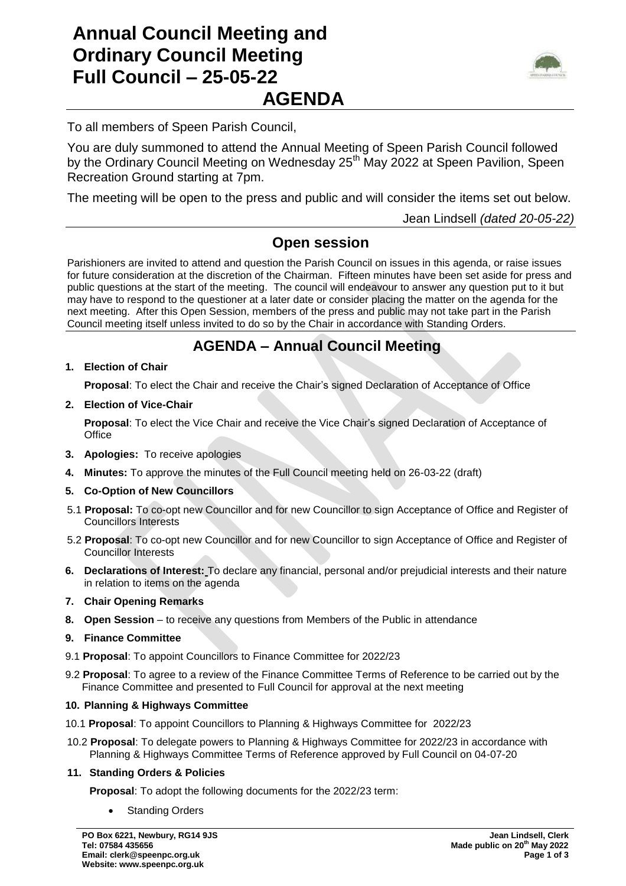# Annual Council Meeting and Ordinary Council Meeting Full Council – 25-05-22

# AGENDA

To all members of Speen Parish Council,

You are duly summoned to attend the Annual Meeting of Speen Parish Council followed by the Ordinary Council Meeting on Wednesday 25th May 2022 at Speen Pavilion, Speen Recreation Ground starting at 7pm.

The meeting will be open to the press and public and will consider the items set out below.

Jean Lindsell *(dated 20-05-22)*

## Open session

Parishioners are invited to attend and question the Parish Council on issues in this agenda, or raise issues for future consideration at the discretion of the Chairman. Fifteen minutes have been set aside for press and public questions at the start of the meeting. The council will endeavour to answer any question put to it but may have to respond to the questioner at a later date or consider placing the matter on the agenda for the next meeting. After this Open Session, members of the press and public may not take part in the Parish Council meeting itself unless invited to do so by the Chair in accordance with Standing Orders.

## AGENDA – Annual Council Meeting

**1. Election of Chair**

**Proposal**: To elect the Chair and receive the Chair's signed Declaration of Acceptance of Office

**2. Election of Vice-Chair**

**Proposal**: To elect the Vice Chair and receive the Vice Chair's signed Declaration of Acceptance of Office

**3. Apologies:** To receive apologies

**4. Minutes:** To approve the minutes of the Full Council meeting held on 26-03-22 (draft)

**5. Co-Option of New Councillors**

5.1 **Proposal:** To co-opt new Councillor and for new Councillor to sign Acceptance of Office and Register of Councillors Interests

5.2 **Proposal**: To co-opt new Councillor and for new Councillor to sign Acceptance of Office and Register of Councillor Interests

**6. Declarations of Interest:** To declare any financial, personal and/or prejudicial interests and their nature in relation to items on the agenda

**7. Chair Opening Remarks**

**8. Open Session** – to receive any questions from Members of the Public in attendance

**9. Finance Committee**

9.1 **Proposal**: To appoint Councillors to Finance Committee for 2022/23

9.2 **Proposal**: To agree to a review of the Finance Committee Terms of Reference to be carried out by the Finance Committee and presented to Full Council for approval at the next meeting

**10. Planning & Highways Committee**

10.1 **Proposal**: To appoint Councillors to Planning & Highways Committee for 2022/23

10.2 **Proposal**: To delegate powers to Planning & Highways Committee for 2022/23 in accordance with Planning & Highways Committee Terms of Reference approved by Full Council on 04-07-20

**11. Standing Orders & Policies**

**Proposal**: To adopt the following documents for the 2022/23 term:

- Standing Orders

**PO Box 6221, Newbury, RG14 9JS**
**Tel: 07584 435656**
**Email: clerk@speenpc.org.uk**
**Website: www.speenpc.org.uk**

**Jean Lindsell, Clerk**
**Made public on 20th May 2022**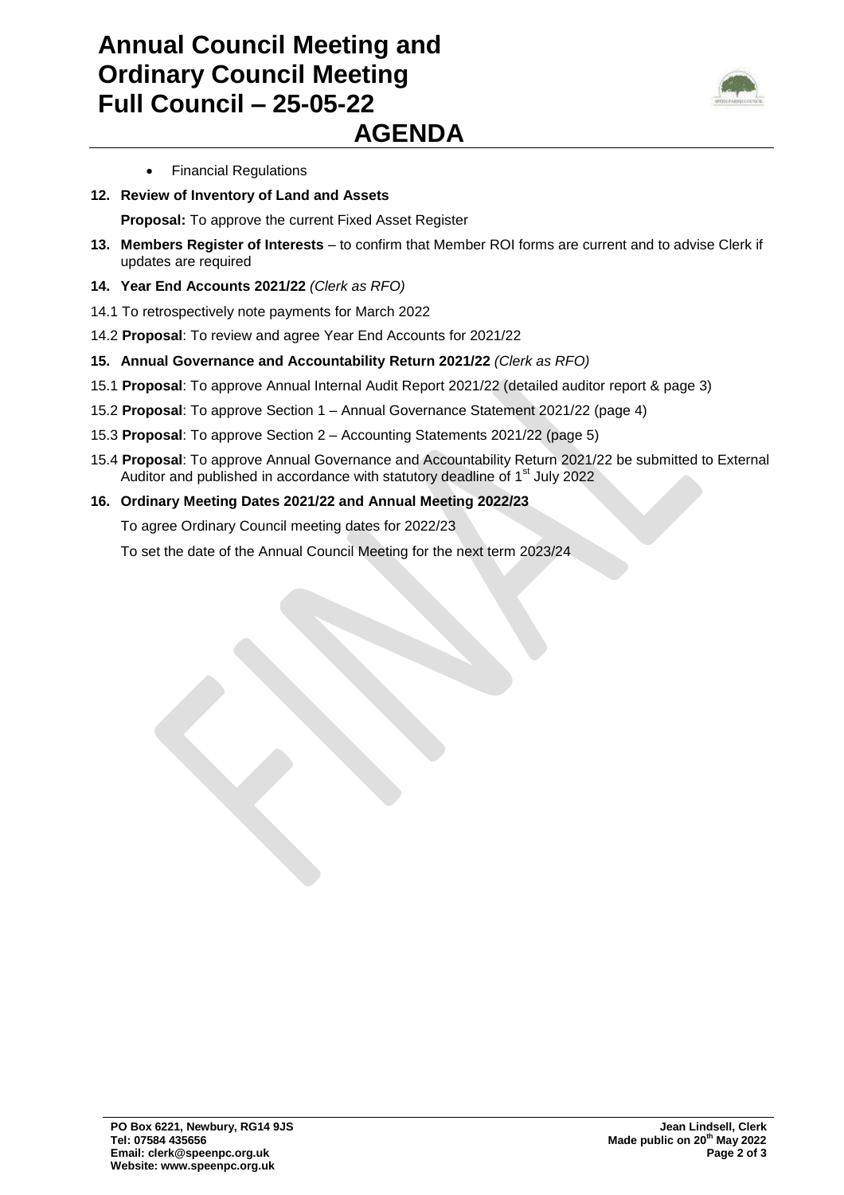- Financial Regulations

**12. Review of Inventory of Land and Assets**

**Proposal:** To approve the current Fixed Asset Register

**13. Members Register of Interests** – to confirm that Member ROI forms are current and to advise Clerk if updates are required

**14. Year End Accounts 2021/22** *(Clerk as RFO)*

14.1 To retrospectively note payments for March 2022

14.2 **Proposal**: To review and agree Year End Accounts for 2021/22

**15. Annual Governance and Accountability Return 2021/22** *(Clerk as RFO)*

15.1 **Proposal**: To approve Annual Internal Audit Report 2021/22 (detailed auditor report & page 3)

15.2 **Proposal**: To approve Section 1 – Annual Governance Statement 2021/22 (page 4)

15.3 **Proposal**: To approve Section 2 – Accounting Statements 2021/22 (page 5)

15.4 **Proposal**: To approve Annual Governance and Accountability Return 2021/22 be submitted to External Auditor and published in accordance with statutory deadline of 1st July 2022

**16. Ordinary Meeting Dates 2021/22 and Annual Meeting 2022/23**

To agree Ordinary Council meeting dates for 2022/23

To set the date of the Annual Council Meeting for the next term 2023/24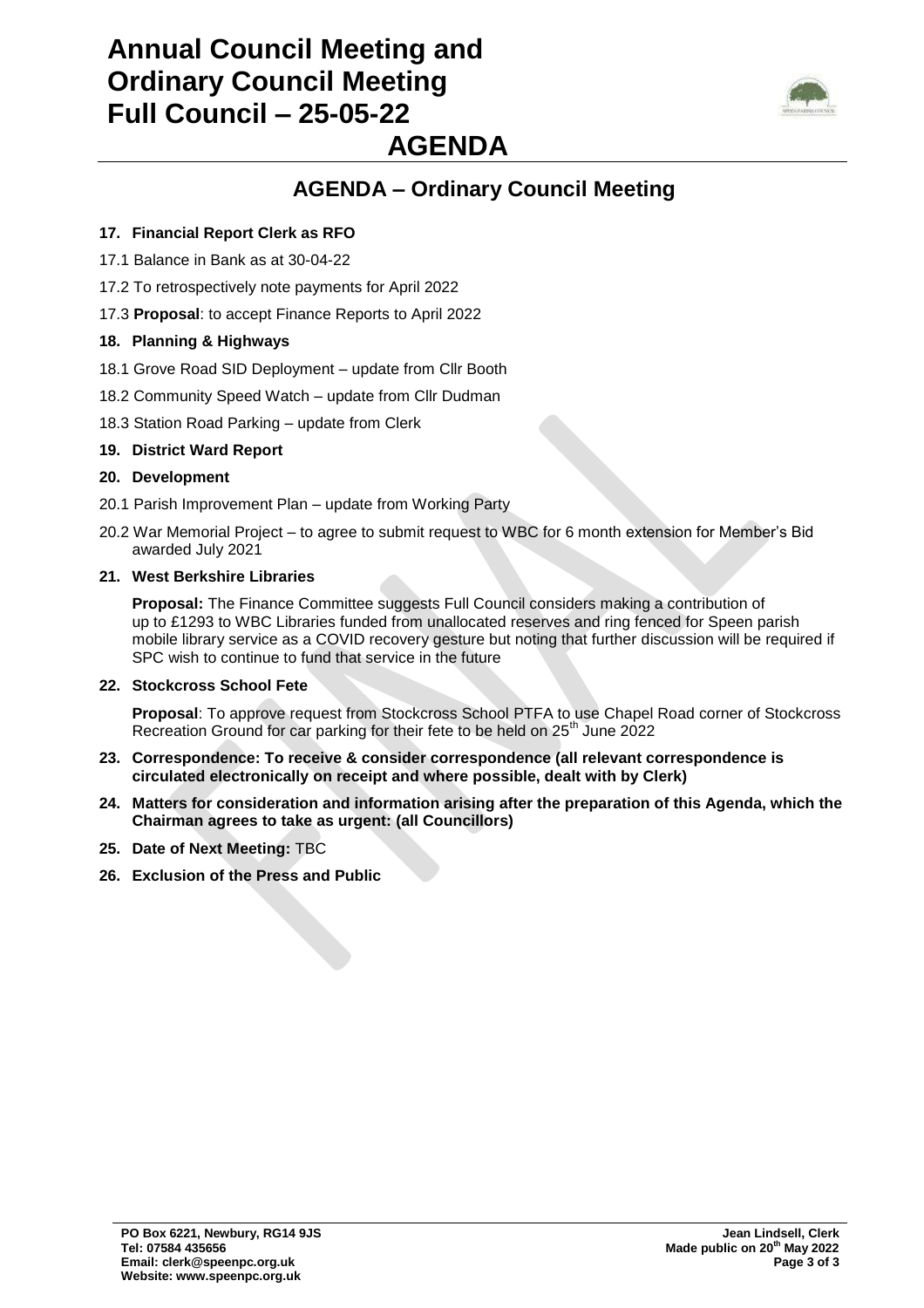# Annual Council Meeting and Ordinary Council Meeting Full Council – 25-05-22

# AGENDA

## AGENDA – Ordinary Council Meeting

**17. Financial Report Clerk as RFO**

17.1 Balance in Bank as at 30-04-22

17.2 To retrospectively note payments for April 2022

17.3 **Proposal**: to accept Finance Reports to April 2022

**18. Planning & Highways**

18.1 Grove Road SID Deployment – update from Cllr Booth

18.2 Community Speed Watch – update from Cllr Dudman

18.3 Station Road Parking – update from Clerk

**19. District Ward Report**

**20. Development**

20.1 Parish Improvement Plan – update from Working Party

20.2 War Memorial Project – to agree to submit request to WBC for 6 month extension for Member's Bid awarded July 2021

**21. West Berkshire Libraries**

**Proposal:** The Finance Committee suggests Full Council considers making a contribution of up to £1293 to WBC Libraries funded from unallocated reserves and ring fenced for Speen parish mobile library service as a COVID recovery gesture but noting that further discussion will be required if SPC wish to continue to fund that service in the future

**22. Stockcross School Fete**

**Proposal**: To approve request from Stockcross School PTFA to use Chapel Road corner of Stockcross Recreation Ground for car parking for their fete to be held on 25th June 2022

**23. Correspondence: To receive & consider correspondence (all relevant correspondence is circulated electronically on receipt and where possible, dealt with by Clerk)**

**24. Matters for consideration and information arising after the preparation of this Agenda, which the Chairman agrees to take as urgent: (all Councillors)**

**25. Date of Next Meeting:** TBC

**26. Exclusion of the Press and Public**

**PO Box 6221, Newbury, RG14 9JS**
**Tel: 07584 435656**
**Email: clerk@speenpc.org.uk**
**Website: www.speenpc.org.uk**

**Jean Lindsell, Clerk**
**Made public on 20th May 2022**